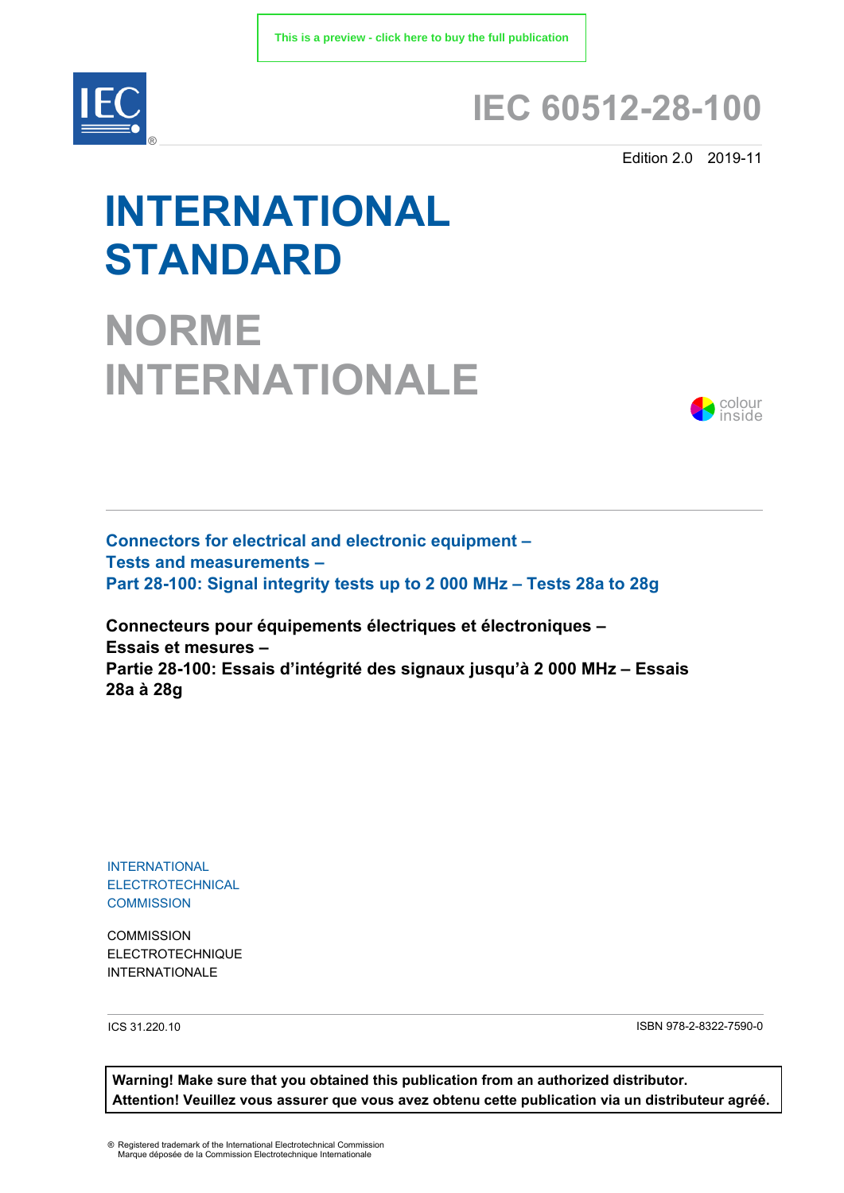This is a preview - click here to buy the full publication

# IEC 60512-28-100

Edition 2.0 2019-11

# INTERNATIONAL STANDARD

# NORME INTERNATIONALE

colour inside

**Connectors for electrical and electronic equipment –**
**Tests and measurements –**
**Part 28-100: Signal integrity tests up to 2 000 MHz – Tests 28a to 28g**

**Connecteurs pour équipements électriques et électroniques –**
**Essais et mesures –**
**Partie 28-100: Essais d'intégrité des signaux jusqu'à 2 000 MHz – Essais 28a à 28g**

INTERNATIONAL
ELECTROTECHNICAL
COMMISSION

COMMISSION
ELECTROTECHNIQUE
INTERNATIONALE

ICS 31.220.10

ISBN 978-2-8322-7590-0

**Warning! Make sure that you obtained this publication from an authorized distributor.**
**Attention! Veuillez vous assurer que vous avez obtenu cette publication via un distributeur agréé.**

® Registered trademark of the International Electrotechnical Commission
Marque déposée de la Commission Electrotechnique Internationale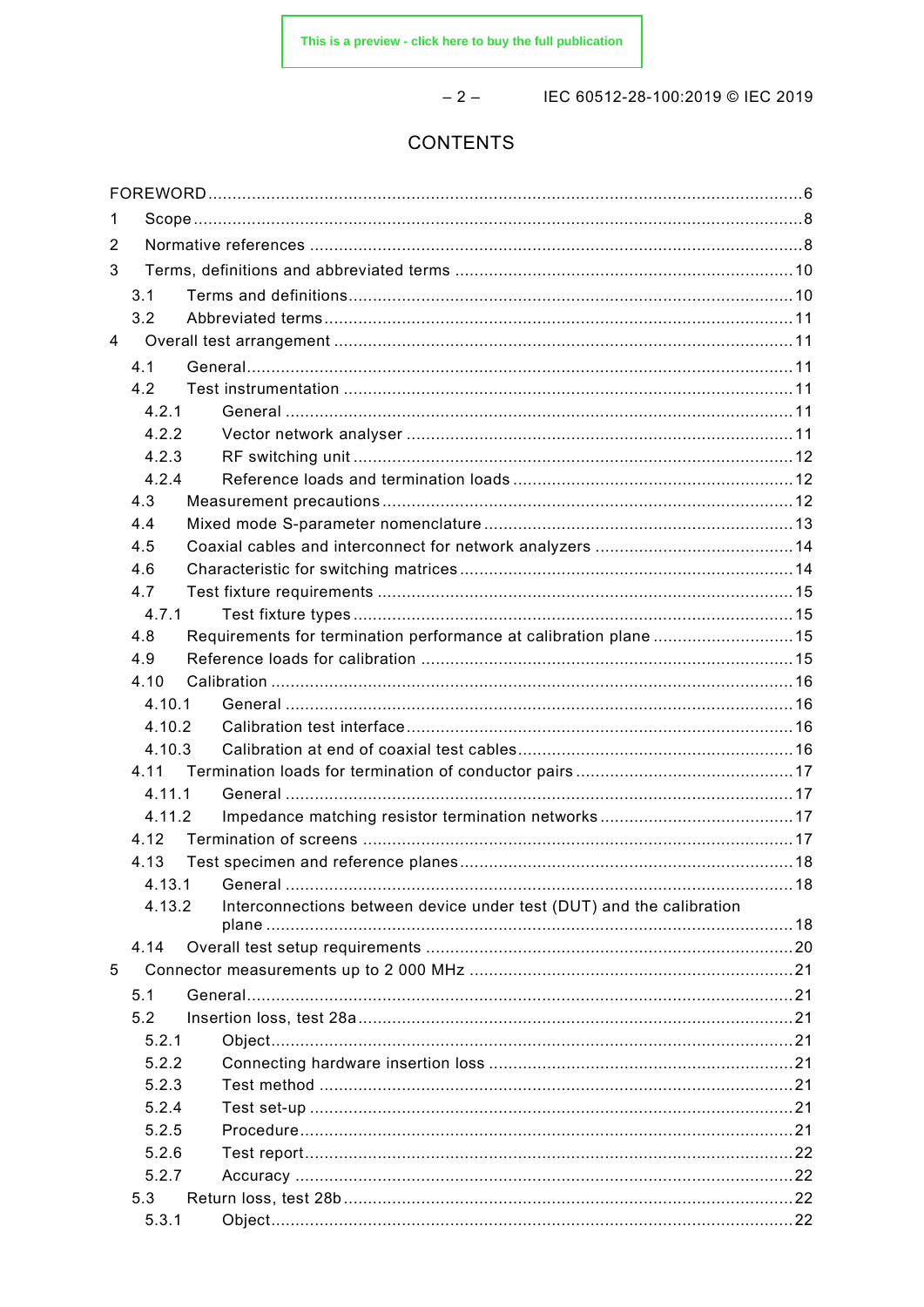# CONTENTS

FOREWORD ... 6

1 Scope ... 8

2 Normative references ... 8

3 Terms, definitions and abbreviated terms ... 10

- 3.1 Terms and definitions ... 10
- 3.2 Abbreviated terms ... 11

4 Overall test arrangement ... 11

- 4.1 General ... 11
- 4.2 Test instrumentation ... 11
  - 4.2.1 General ... 11
  - 4.2.2 Vector network analyser ... 11
  - 4.2.3 RF switching unit ... 12
  - 4.2.4 Reference loads and termination loads ... 12
- 4.3 Measurement precautions ... 12
- 4.4 Mixed mode S-parameter nomenclature ... 13
- 4.5 Coaxial cables and interconnect for network analyzers ... 14
- 4.6 Characteristic for switching matrices ... 14
- 4.7 Test fixture requirements ... 15
  - 4.7.1 Test fixture types ... 15
- 4.8 Requirements for termination performance at calibration plane ... 15
- 4.9 Reference loads for calibration ... 15
- 4.10 Calibration ... 16
  - 4.10.1 General ... 16
  - 4.10.2 Calibration test interface ... 16
  - 4.10.3 Calibration at end of coaxial test cables ... 16
- 4.11 Termination loads for termination of conductor pairs ... 17
  - 4.11.1 General ... 17
  - 4.11.2 Impedance matching resistor termination networks ... 17
- 4.12 Termination of screens ... 17
- 4.13 Test specimen and reference planes ... 18
  - 4.13.1 General ... 18
  - 4.13.2 Interconnections between device under test (DUT) and the calibration plane ... 18
- 4.14 Overall test setup requirements ... 20

5 Connector measurements up to 2 000 MHz ... 21

- 5.1 General ... 21
- 5.2 Insertion loss, test 28a ... 21
  - 5.2.1 Object ... 21
  - 5.2.2 Connecting hardware insertion loss ... 21
  - 5.2.3 Test method ... 21
  - 5.2.4 Test set-up ... 21
  - 5.2.5 Procedure ... 21
  - 5.2.6 Test report ... 22
  - 5.2.7 Accuracy ... 22
- 5.3 Return loss, test 28b ... 22
  - 5.3.1 Object ... 22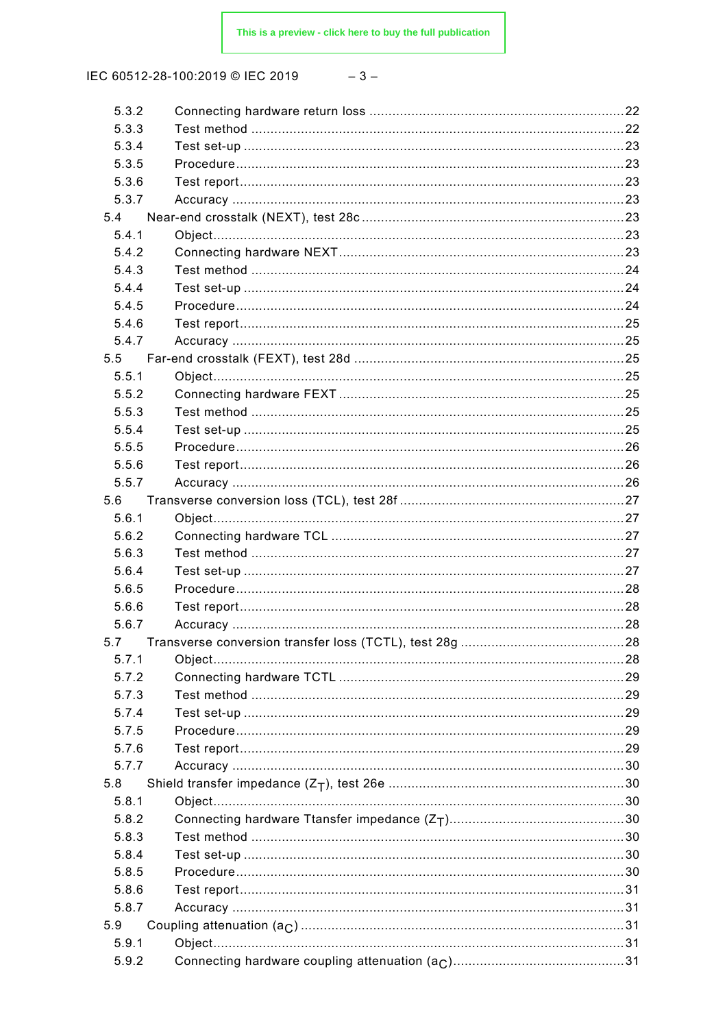5.3.2 Connecting hardware return loss ....................................................................22
5.3.3 Test method ...........................................................................................22
5.3.4 Test set-up ............................................................................................23
5.3.5 Procedure...............................................................................................23
5.3.6 Test report..............................................................................................23
5.3.7 Accuracy ...............................................................................................23

5.4 Near-end crosstalk (NEXT), test 28c ........................................................23
5.4.1 Object.....................................................................................................23
5.4.2 Connecting hardware NEXT.......................................................................23
5.4.3 Test method ...........................................................................................24
5.4.4 Test set-up ............................................................................................24
5.4.5 Procedure...............................................................................................24
5.4.6 Test report..............................................................................................25
5.4.7 Accuracy ...............................................................................................25

5.5 Far-end crosstalk (FEXT), test 28d ..........................................................25
5.5.1 Object.....................................................................................................25
5.5.2 Connecting hardware FEXT .......................................................................25
5.5.3 Test method ...........................................................................................25
5.5.4 Test set-up ............................................................................................25
5.5.5 Procedure...............................................................................................26
5.5.6 Test report..............................................................................................26
5.5.7 Accuracy ...............................................................................................26

5.6 Transverse conversion loss (TCL), test 28f ..............................................27
5.6.1 Object.....................................................................................................27
5.6.2 Connecting hardware TCL .......................................................................27
5.6.3 Test method ...........................................................................................27
5.6.4 Test set-up ............................................................................................27
5.6.5 Procedure...............................................................................................28
5.6.6 Test report..............................................................................................28
5.6.7 Accuracy ...............................................................................................28

5.7 Transverse conversion transfer loss (TCTL), test 28g ..............................28
5.7.1 Object.....................................................................................................28
5.7.2 Connecting hardware TCTL .......................................................................29
5.7.3 Test method ...........................................................................................29
5.7.4 Test set-up ............................................................................................29
5.7.5 Procedure...............................................................................................29
5.7.6 Test report..............................................................................................29
5.7.7 Accuracy ...............................................................................................30

5.8 Shield transfer impedance ($Z_T$), test 26e ...............................................30
5.8.1 Object.....................................................................................................30
5.8.2 Connecting hardware Ttansfer impedance ($Z_T$)........................................30
5.8.3 Test method ...........................................................................................30
5.8.4 Test set-up ............................................................................................30
5.8.5 Procedure...............................................................................................30
5.8.6 Test report..............................................................................................31
5.8.7 Accuracy ...............................................................................................31

5.9 Coupling attenuation ($a_C$) .......................................................................31
5.9.1 Object.....................................................................................................31
5.9.2 Connecting hardware coupling attenuation ($a_C$)........................................31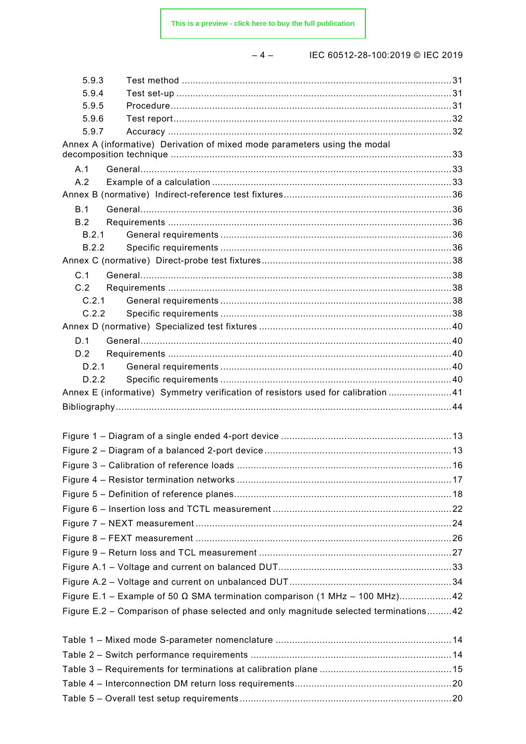5.9.3 Test method ....................................................................................................31
5.9.4 Test set-up .....................................................................................................31
5.9.5 Procedure .......................................................................................................31
5.9.6 Test report ......................................................................................................32
5.9.7 Accuracy ........................................................................................................32

Annex A (informative) Derivation of mixed mode parameters using the modal decomposition technique ........................................................................................................33

A.1 General..................................................................................................................33
A.2 Example of a calculation ........................................................................................33

Annex B (normative) Indirect-reference test fixtures ..............................................................36

B.1 General..................................................................................................................36
B.2 Requirements ........................................................................................................36
B.2.1 General requirements .....................................................................................36
B.2.2 Specific requirements .....................................................................................36

Annex C (normative) Direct-probe test fixtures ......................................................................38

C.1 General..................................................................................................................38
C.2 Requirements ........................................................................................................38
C.2.1 General requirements .....................................................................................38
C.2.2 Specific requirements .....................................................................................38

Annex D (normative) Specialized test fixtures .......................................................................40

D.1 General..................................................................................................................40
D.2 Requirements ........................................................................................................40
D.2.1 General requirements .....................................................................................40
D.2.2 Specific requirements .....................................................................................40

Annex E (informative) Symmetry verification of resistors used for calibration .......................41

Bibliography ..........................................................................................................................44

Figure 1 – Diagram of a single ended 4-port device ...............................................................13
Figure 2 – Diagram of a balanced 2-port device .....................................................................13
Figure 3 – Calibration of reference loads ...............................................................................16
Figure 4 – Resistor termination networks ...............................................................................17
Figure 5 – Definition of reference planes ................................................................................18
Figure 6 – Insertion loss and TCTL measurement ..................................................................22
Figure 7 – NEXT measurement ..............................................................................................24
Figure 8 – FEXT measurement ..............................................................................................26
Figure 9 – Return loss and TCL measurement .......................................................................27
Figure A.1 – Voltage and current on balanced DUT ................................................................33
Figure A.2 – Voltage and current on unbalanced DUT ............................................................34
Figure E.1 – Example of 50 Ω SMA termination comparison (1 MHz – 100 MHz) ...................42
Figure E.2 – Comparison of phase selected and only magnitude selected terminations .........42

Table 1 – Mixed mode S-parameter nomenclature .................................................................14
Table 2 – Switch performance requirements ..........................................................................14
Table 3 – Requirements for terminations at calibration plane .................................................15
Table 4 – Interconnection DM return loss requirements ..........................................................20
Table 5 – Overall test setup requirements ..............................................................................20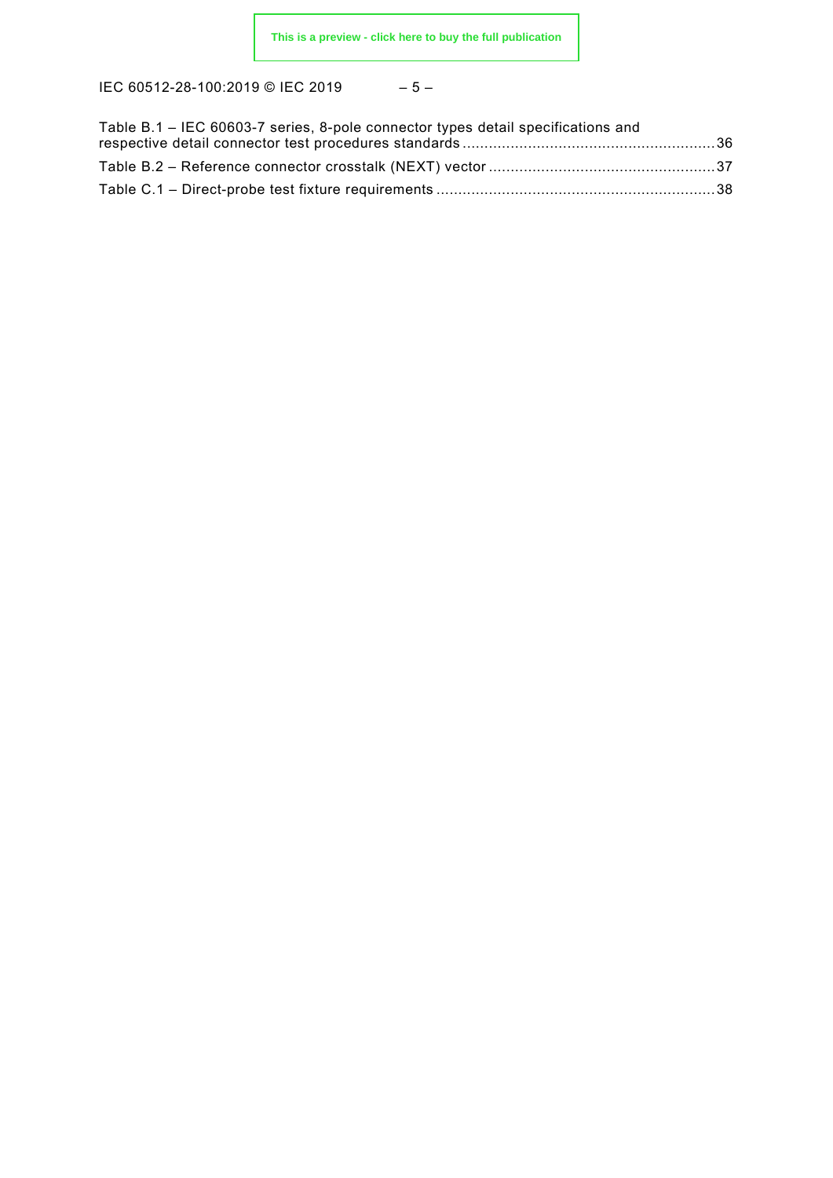Table B.1 – IEC 60603-7 series, 8-pole connector types detail specifications and respective detail connector test procedures standards ......................................................... 36

Table B.2 – Reference connector crosstalk (NEXT) vector ................................................... 37

Table C.1 – Direct-probe test fixture requirements ............................................................... 38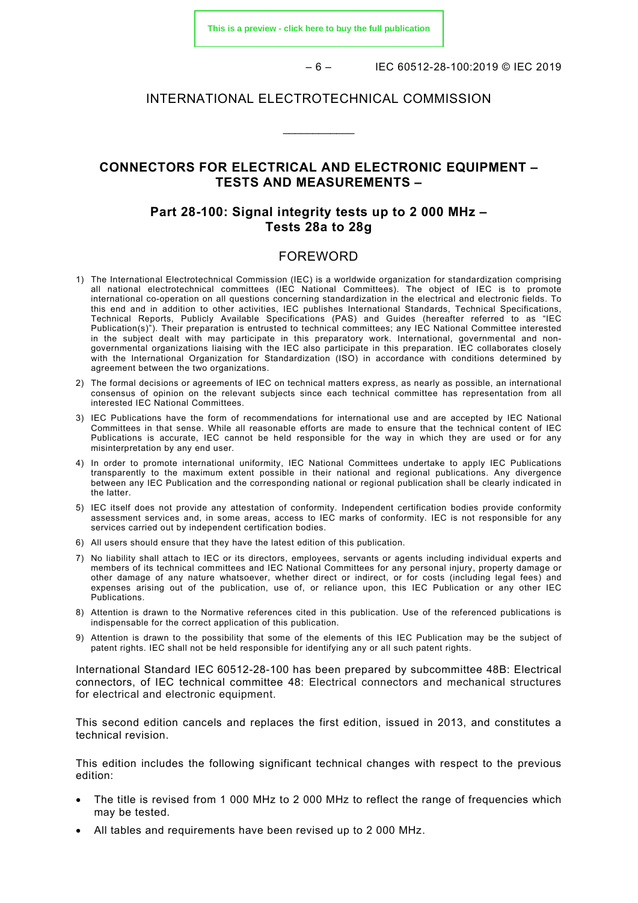# INTERNATIONAL ELECTROTECHNICAL COMMISSION

\_\_\_\_\_\_\_\_\_\_\_\_

## CONNECTORS FOR ELECTRICAL AND ELECTRONIC EQUIPMENT – TESTS AND MEASUREMENTS –

## Part 28-100: Signal integrity tests up to 2 000 MHz – Tests 28a to 28g

## FOREWORD

1) The International Electrotechnical Commission (IEC) is a worldwide organization for standardization comprising all national electrotechnical committees (IEC National Committees). The object of IEC is to promote international co-operation on all questions concerning standardization in the electrical and electronic fields. To this end and in addition to other activities, IEC publishes International Standards, Technical Specifications, Technical Reports, Publicly Available Specifications (PAS) and Guides (hereafter referred to as "IEC Publication(s)"). Their preparation is entrusted to technical committees; any IEC National Committee interested in the subject dealt with may participate in this preparatory work. International, governmental and non-governmental organizations liaising with the IEC also participate in this preparation. IEC collaborates closely with the International Organization for Standardization (ISO) in accordance with conditions determined by agreement between the two organizations.
2) The formal decisions or agreements of IEC on technical matters express, as nearly as possible, an international consensus of opinion on the relevant subjects since each technical committee has representation from all interested IEC National Committees.
3) IEC Publications have the form of recommendations for international use and are accepted by IEC National Committees in that sense. While all reasonable efforts are made to ensure that the technical content of IEC Publications is accurate, IEC cannot be held responsible for the way in which they are used or for any misinterpretation by any end user.
4) In order to promote international uniformity, IEC National Committees undertake to apply IEC Publications transparently to the maximum extent possible in their national and regional publications. Any divergence between any IEC Publication and the corresponding national or regional publication shall be clearly indicated in the latter.
5) IEC itself does not provide any attestation of conformity. Independent certification bodies provide conformity assessment services and, in some areas, access to IEC marks of conformity. IEC is not responsible for any services carried out by independent certification bodies.
6) All users should ensure that they have the latest edition of this publication.
7) No liability shall attach to IEC or its directors, employees, servants or agents including individual experts and members of its technical committees and IEC National Committees for any personal injury, property damage or other damage of any nature whatsoever, whether direct or indirect, or for costs (including legal fees) and expenses arising out of the publication, use of, or reliance upon, this IEC Publication or any other IEC Publications.
8) Attention is drawn to the Normative references cited in this publication. Use of the referenced publications is indispensable for the correct application of this publication.
9) Attention is drawn to the possibility that some of the elements of this IEC Publication may be the subject of patent rights. IEC shall not be held responsible for identifying any or all such patent rights.

International Standard IEC 60512-28-100 has been prepared by subcommittee 48B: Electrical connectors, of IEC technical committee 48: Electrical connectors and mechanical structures for electrical and electronic equipment.

This second edition cancels and replaces the first edition, issued in 2013, and constitutes a technical revision.

This edition includes the following significant technical changes with respect to the previous edition:

- The title is revised from 1 000 MHz to 2 000 MHz to reflect the range of frequencies which may be tested.
- All tables and requirements have been revised up to 2 000 MHz.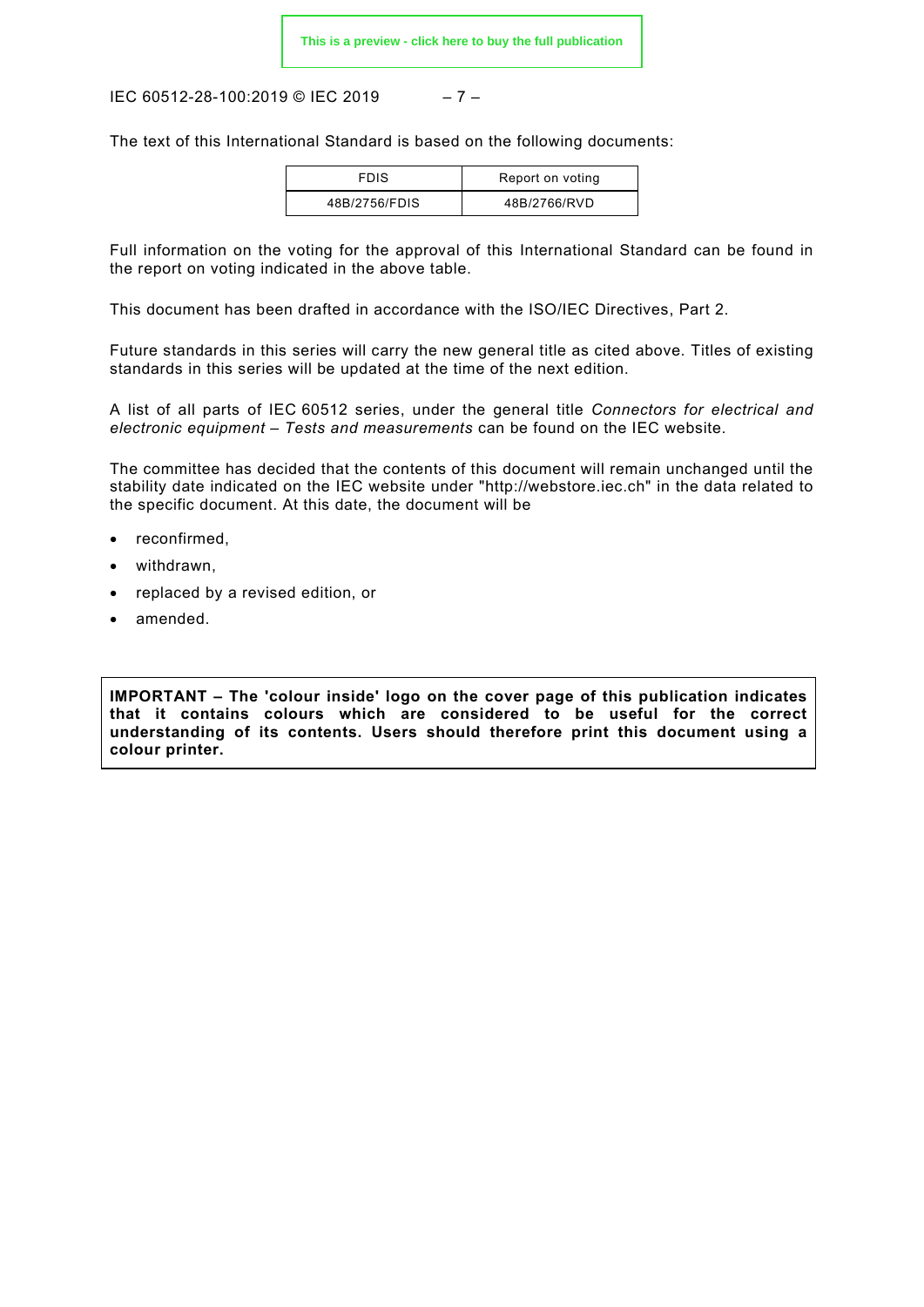The text of this International Standard is based on the following documents:

| FDIS | Report on voting |
|---|---|
| 48B/2756/FDIS | 48B/2766/RVD |

Full information on the voting for the approval of this International Standard can be found in the report on voting indicated in the above table.

This document has been drafted in accordance with the ISO/IEC Directives, Part 2.

Future standards in this series will carry the new general title as cited above. Titles of existing standards in this series will be updated at the time of the next edition.

A list of all parts of IEC 60512 series, under the general title *Connectors for electrical and electronic equipment – Tests and measurements* can be found on the IEC website.

The committee has decided that the contents of this document will remain unchanged until the stability date indicated on the IEC website under "http://webstore.iec.ch" in the data related to the specific document. At this date, the document will be

- reconfirmed,
- withdrawn,
- replaced by a revised edition, or
- amended.

**IMPORTANT – The 'colour inside' logo on the cover page of this publication indicates that it contains colours which are considered to be useful for the correct understanding of its contents. Users should therefore print this document using a colour printer.**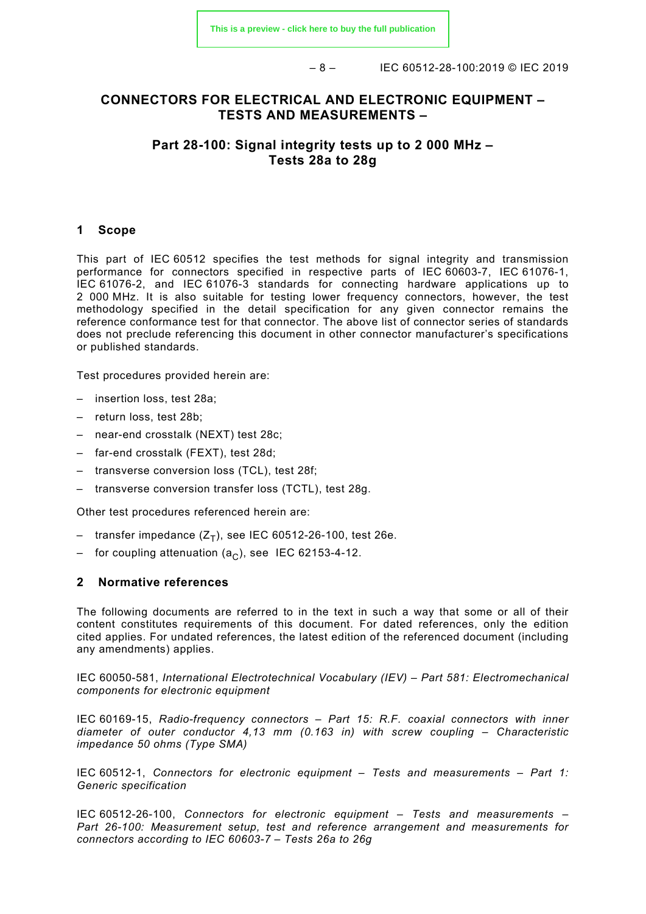# CONNECTORS FOR ELECTRICAL AND ELECTRONIC EQUIPMENT – TESTS AND MEASUREMENTS –

## Part 28-100: Signal integrity tests up to 2 000 MHz – Tests 28a to 28g

## 1 Scope

This part of IEC 60512 specifies the test methods for signal integrity and transmission performance for connectors specified in respective parts of IEC 60603-7, IEC 61076-1, IEC 61076-2, and IEC 61076-3 standards for connecting hardware applications up to 2 000 MHz. It is also suitable for testing lower frequency connectors, however, the test methodology specified in the detail specification for any given connector remains the reference conformance test for that connector. The above list of connector series of standards does not preclude referencing this document in other connector manufacturer's specifications or published standards.

Test procedures provided herein are:

- insertion loss, test 28a;
- return loss, test 28b;
- near-end crosstalk (NEXT) test 28c;
- far-end crosstalk (FEXT), test 28d;
- transverse conversion loss (TCL), test 28f;
- transverse conversion transfer loss (TCTL), test 28g.

Other test procedures referenced herein are:

- transfer impedance ($Z_T$), see IEC 60512-26-100, test 26e.
- for coupling attenuation ($a_C$), see IEC 62153-4-12.

## 2 Normative references

The following documents are referred to in the text in such a way that some or all of their content constitutes requirements of this document. For dated references, only the edition cited applies. For undated references, the latest edition of the referenced document (including any amendments) applies.

IEC 60050-581, *International Electrotechnical Vocabulary (IEV) – Part 581: Electromechanical components for electronic equipment*

IEC 60169-15, *Radio-frequency connectors – Part 15: R.F. coaxial connectors with inner diameter of outer conductor 4,13 mm (0.163 in) with screw coupling – Characteristic impedance 50 ohms (Type SMA)*

IEC 60512-1, *Connectors for electronic equipment – Tests and measurements – Part 1: Generic specification*

IEC 60512-26-100, *Connectors for electronic equipment – Tests and measurements – Part 26-100: Measurement setup, test and reference arrangement and measurements for connectors according to IEC 60603-7 – Tests 26a to 26g*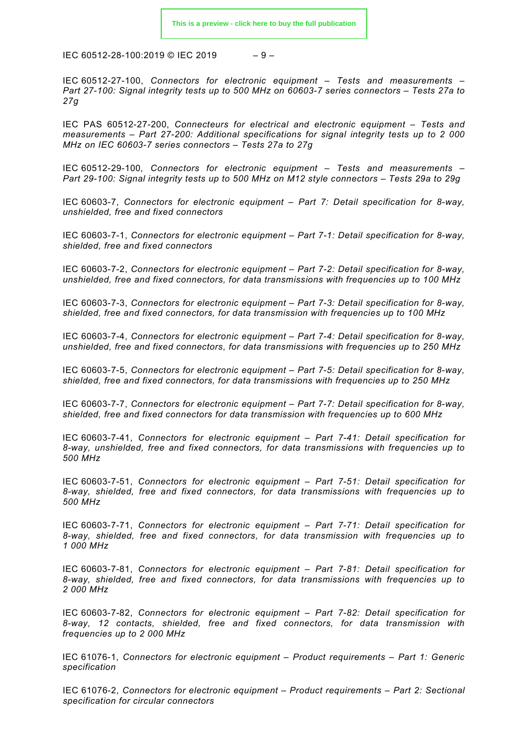IEC 60512-27-100, *Connectors for electronic equipment – Tests and measurements – Part 27-100: Signal integrity tests up to 500 MHz on 60603-7 series connectors – Tests 27a to 27g*

IEC PAS 60512-27-200, *Connecteurs for electrical and electronic equipment – Tests and measurements – Part 27-200: Additional specifications for signal integrity tests up to 2 000 MHz on IEC 60603-7 series connectors – Tests 27a to 27g*

IEC 60512-29-100, *Connectors for electronic equipment – Tests and measurements – Part 29-100: Signal integrity tests up to 500 MHz on M12 style connectors – Tests 29a to 29g*

IEC 60603-7, *Connectors for electronic equipment – Part 7: Detail specification for 8-way, unshielded, free and fixed connectors*

IEC 60603-7-1, *Connectors for electronic equipment – Part 7-1: Detail specification for 8-way, shielded, free and fixed connectors*

IEC 60603-7-2, *Connectors for electronic equipment – Part 7-2: Detail specification for 8-way, unshielded, free and fixed connectors, for data transmissions with frequencies up to 100 MHz*

IEC 60603-7-3, *Connectors for electronic equipment – Part 7-3: Detail specification for 8-way, shielded, free and fixed connectors, for data transmission with frequencies up to 100 MHz*

IEC 60603-7-4, *Connectors for electronic equipment – Part 7-4: Detail specification for 8-way, unshielded, free and fixed connectors, for data transmissions with frequencies up to 250 MHz*

IEC 60603-7-5, *Connectors for electronic equipment – Part 7-5: Detail specification for 8-way, shielded, free and fixed connectors, for data transmissions with frequencies up to 250 MHz*

IEC 60603-7-7, *Connectors for electronic equipment – Part 7-7: Detail specification for 8-way, shielded, free and fixed connectors for data transmission with frequencies up to 600 MHz*

IEC 60603-7-41, *Connectors for electronic equipment – Part 7-41: Detail specification for 8-way, unshielded, free and fixed connectors, for data transmissions with frequencies up to 500 MHz*

IEC 60603-7-51, *Connectors for electronic equipment – Part 7-51: Detail specification for 8-way, shielded, free and fixed connectors, for data transmissions with frequencies up to 500 MHz*

IEC 60603-7-71, *Connectors for electronic equipment – Part 7-71: Detail specification for 8-way, shielded, free and fixed connectors, for data transmission with frequencies up to 1 000 MHz*

IEC 60603-7-81, *Connectors for electronic equipment – Part 7-81: Detail specification for 8-way, shielded, free and fixed connectors, for data transmissions with frequencies up to 2 000 MHz*

IEC 60603-7-82, *Connectors for electronic equipment – Part 7-82: Detail specification for 8-way, 12 contacts, shielded, free and fixed connectors, for data transmission with frequencies up to 2 000 MHz*

IEC 61076-1, *Connectors for electronic equipment – Product requirements – Part 1: Generic specification*

IEC 61076-2, *Connectors for electronic equipment – Product requirements – Part 2: Sectional specification for circular connectors*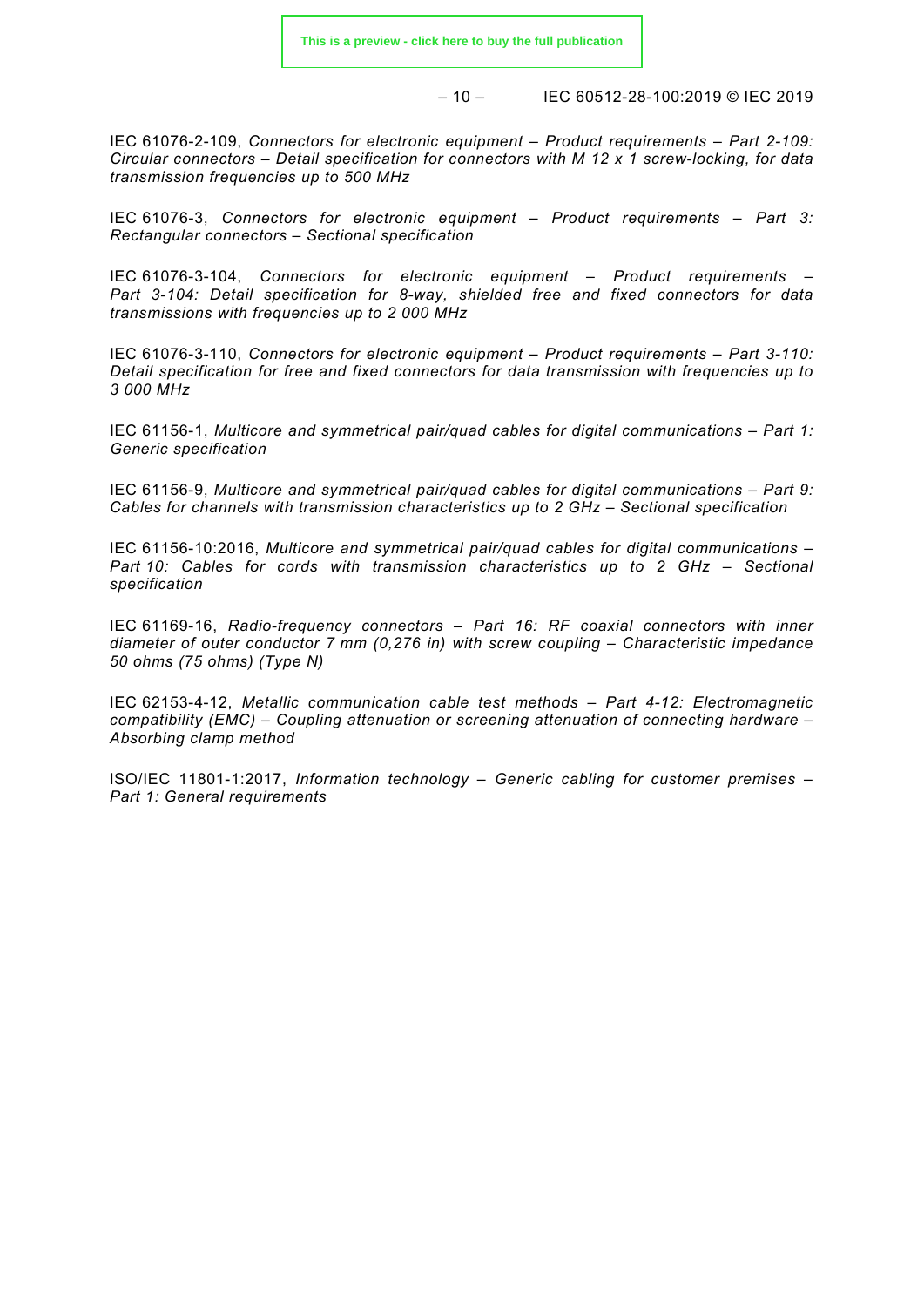IEC 61076-2-109, *Connectors for electronic equipment – Product requirements – Part 2-109: Circular connectors – Detail specification for connectors with M 12 x 1 screw-locking, for data transmission frequencies up to 500 MHz*

IEC 61076-3, *Connectors for electronic equipment – Product requirements – Part 3: Rectangular connectors – Sectional specification*

IEC 61076-3-104, *Connectors for electronic equipment – Product requirements – Part 3-104: Detail specification for 8-way, shielded free and fixed connectors for data transmissions with frequencies up to 2 000 MHz*

IEC 61076-3-110, *Connectors for electronic equipment – Product requirements – Part 3-110: Detail specification for free and fixed connectors for data transmission with frequencies up to 3 000 MHz*

IEC 61156-1, *Multicore and symmetrical pair/quad cables for digital communications – Part 1: Generic specification*

IEC 61156-9, *Multicore and symmetrical pair/quad cables for digital communications – Part 9: Cables for channels with transmission characteristics up to 2 GHz – Sectional specification*

IEC 61156-10:2016, *Multicore and symmetrical pair/quad cables for digital communications – Part 10: Cables for cords with transmission characteristics up to 2 GHz – Sectional specification*

IEC 61169-16, *Radio-frequency connectors – Part 16: RF coaxial connectors with inner diameter of outer conductor 7 mm (0,276 in) with screw coupling – Characteristic impedance 50 ohms (75 ohms) (Type N)*

IEC 62153-4-12, *Metallic communication cable test methods – Part 4-12: Electromagnetic compatibility (EMC) – Coupling attenuation or screening attenuation of connecting hardware – Absorbing clamp method*

ISO/IEC 11801-1:2017, *Information technology – Generic cabling for customer premises – Part 1: General requirements*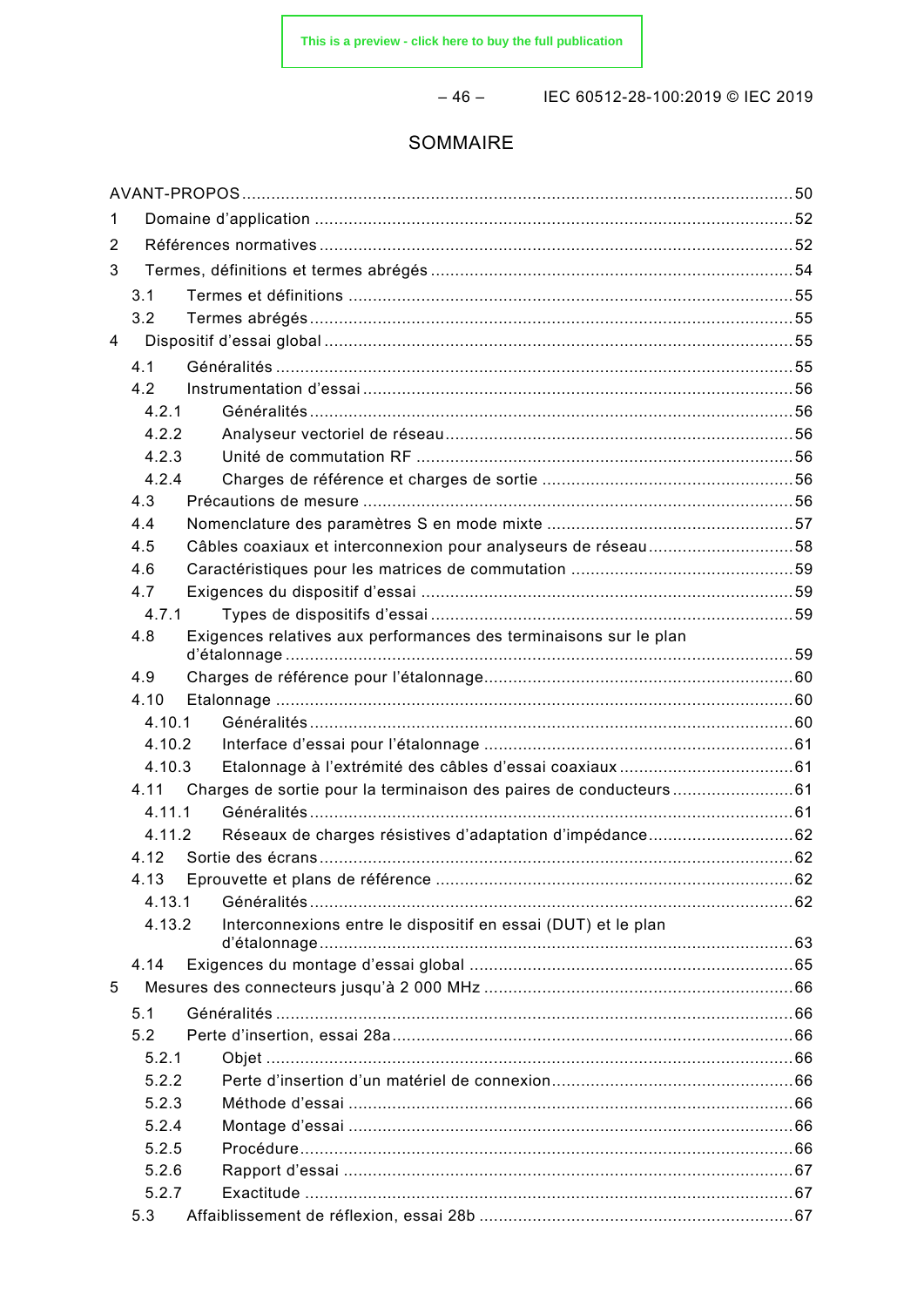# SOMMAIRE

AVANT-PROPOS .................................................................................................................. 50

1 Domaine d'application .................................................................................................. 52

2 Références normatives .................................................................................................. 52

3 Termes, définitions et termes abrégés .......................................................................... 54

- 3.1 Termes et définitions ............................................................................................ 55
- 3.2 Termes abrégés .................................................................................................... 55

4 Dispositif d'essai global ................................................................................................ 55

- 4.1 Généralités ........................................................................................................... 55
- 4.2 Instrumentation d'essai ......................................................................................... 56
  - 4.2.1 Généralités .................................................................................................... 56
  - 4.2.2 Analyseur vectoriel de réseau ....................................................................... 56
  - 4.2.3 Unité de commutation RF ............................................................................. 56
  - 4.2.4 Charges de référence et charges de sortie ................................................... 56
- 4.3 Précautions de mesure ......................................................................................... 56
- 4.4 Nomenclature des paramètres S en mode mixte .................................................. 57
- 4.5 Câbles coaxiaux et interconnexion pour analyseurs de réseau ............................. 58
- 4.6 Caractéristiques pour les matrices de commutation .............................................. 59
- 4.7 Exigences du dispositif d'essai ............................................................................. 59
  - 4.7.1 Types de dispositifs d'essai .......................................................................... 59
- 4.8 Exigences relatives aux performances des terminaisons sur le plan d'étalonnage ............................................................................................................ 59
- 4.9 Charges de référence pour l'étalonnage ................................................................ 60
- 4.10 Etalonnage ........................................................................................................... 60
  - 4.10.1 Généralités .................................................................................................... 60
  - 4.10.2 Interface d'essai pour l'étalonnage ................................................................ 61
  - 4.10.3 Etalonnage à l'extrémité des câbles d'essai coaxiaux .................................... 61
- 4.11 Charges de sortie pour la terminaison des paires de conducteurs ......................... 61
  - 4.11.1 Généralités .................................................................................................... 61
  - 4.11.2 Réseaux de charges résistives d'adaptation d'impédance .............................. 62
- 4.12 Sortie des écrans ................................................................................................... 62
- 4.13 Eprouvette et plans de référence .......................................................................... 62
  - 4.13.1 Généralités .................................................................................................... 62
  - 4.13.2 Interconnexions entre le dispositif en essai (DUT) et le plan d'étalonnage ...... 63
- 4.14 Exigences du montage d'essai global .................................................................... 65

5 Mesures des connecteurs jusqu'à 2 000 MHz ................................................................ 66

- 5.1 Généralités ........................................................................................................... 66
- 5.2 Perte d'insertion, essai 28a ................................................................................... 66
  - 5.2.1 Objet ............................................................................................................. 66
  - 5.2.2 Perte d'insertion d'un matériel de connexion ................................................. 66
  - 5.2.3 Méthode d'essai ............................................................................................ 66
  - 5.2.4 Montage d'essai ............................................................................................ 66
  - 5.2.5 Procédure ...................................................................................................... 66
  - 5.2.6 Rapport d'essai ............................................................................................. 67
  - 5.2.7 Exactitude ..................................................................................................... 67
- 5.3 Affaiblissement de réflexion, essai 28b ................................................................. 67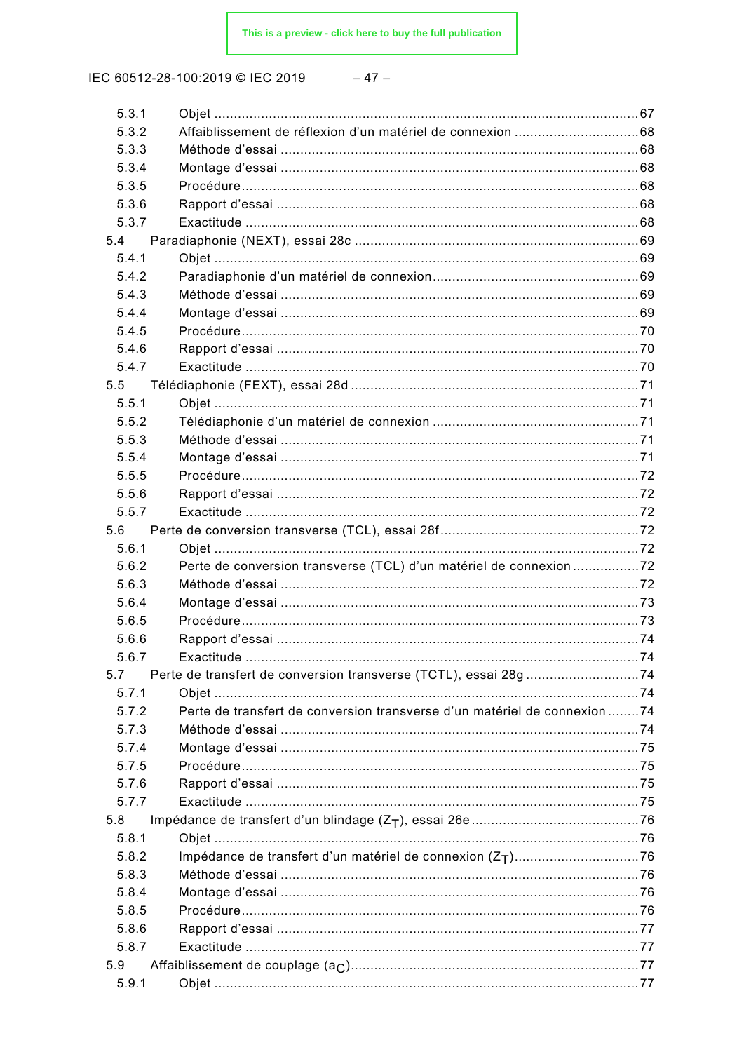5.3.1 Objet ....67
5.3.2 Affaiblissement de réflexion d'un matériel de connexion ....68
5.3.3 Méthode d'essai ....68
5.3.4 Montage d'essai ....68
5.3.5 Procédure ....68
5.3.6 Rapport d'essai ....68
5.3.7 Exactitude ....68

5.4 Paradiaphonie (NEXT), essai 28c ....69
5.4.1 Objet ....69
5.4.2 Paradiaphonie d'un matériel de connexion ....69
5.4.3 Méthode d'essai ....69
5.4.4 Montage d'essai ....69
5.4.5 Procédure ....70
5.4.6 Rapport d'essai ....70
5.4.7 Exactitude ....70

5.5 Télédiaphonie (FEXT), essai 28d ....71
5.5.1 Objet ....71
5.5.2 Télédiaphonie d'un matériel de connexion ....71
5.5.3 Méthode d'essai ....71
5.5.4 Montage d'essai ....71
5.5.5 Procédure ....72
5.5.6 Rapport d'essai ....72
5.5.7 Exactitude ....72

5.6 Perte de conversion transverse (TCL), essai 28f ....72
5.6.1 Objet ....72
5.6.2 Perte de conversion transverse (TCL) d'un matériel de connexion ....72
5.6.3 Méthode d'essai ....72
5.6.4 Montage d'essai ....73
5.6.5 Procédure ....73
5.6.6 Rapport d'essai ....74
5.6.7 Exactitude ....74

5.7 Perte de transfert de conversion transverse (TCTL), essai 28g ....74
5.7.1 Objet ....74
5.7.2 Perte de transfert de conversion transverse d'un matériel de connexion ....74
5.7.3 Méthode d'essai ....74
5.7.4 Montage d'essai ....75
5.7.5 Procédure ....75
5.7.6 Rapport d'essai ....75
5.7.7 Exactitude ....75

5.8 Impédance de transfert d'un blindage ($Z_T$), essai 26e ....76
5.8.1 Objet ....76
5.8.2 Impédance de transfert d'un matériel de connexion ($Z_T$) ....76
5.8.3 Méthode d'essai ....76
5.8.4 Montage d'essai ....76
5.8.5 Procédure ....76
5.8.6 Rapport d'essai ....77
5.8.7 Exactitude ....77

5.9 Affaiblissement de couplage ($a_C$) ....77
5.9.1 Objet ....77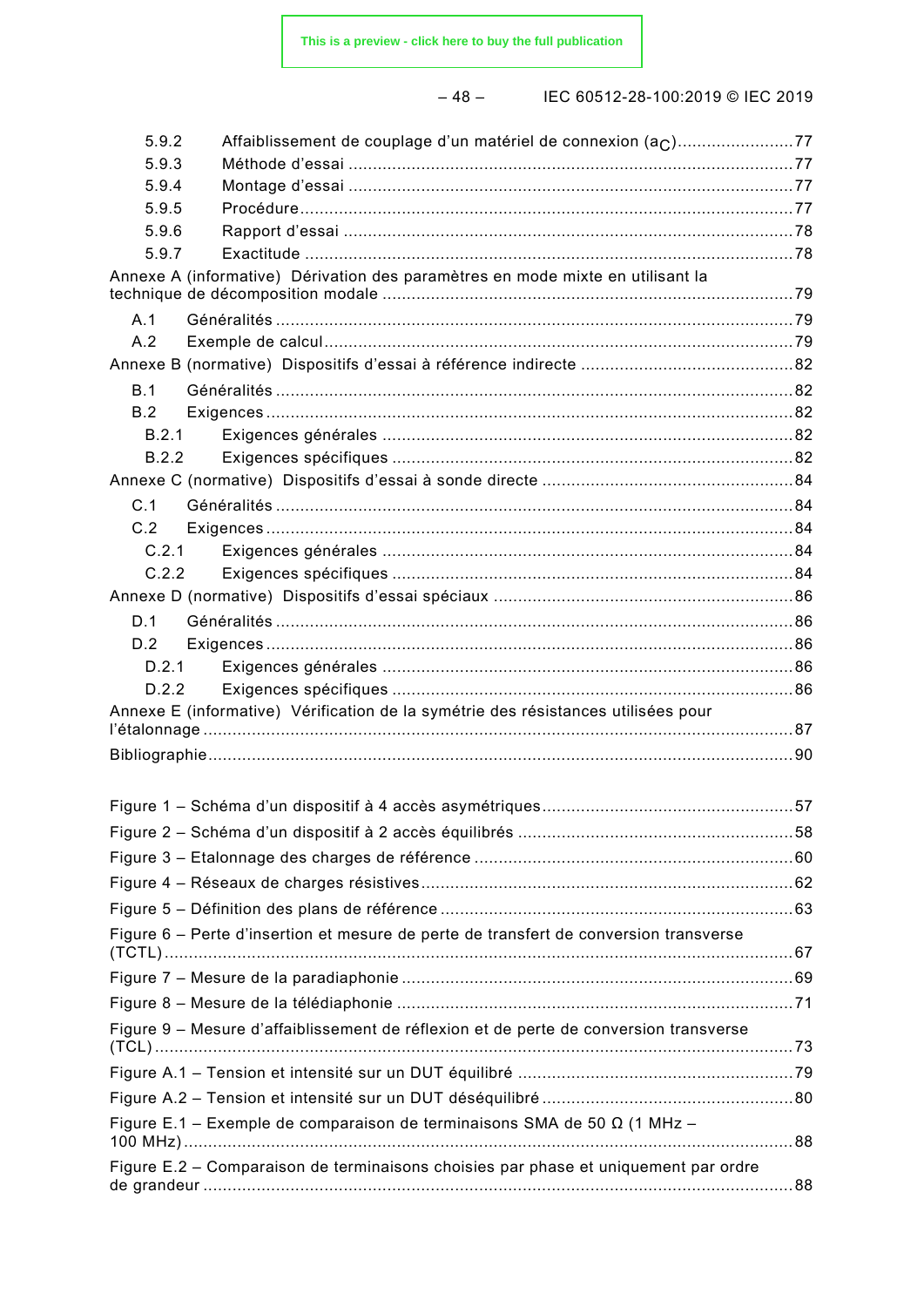5.9.2 Affaiblissement de couplage d'un matériel de connexion ($a_C$)........................77
5.9.3 Méthode d'essai ...........................................................................................77
5.9.4 Montage d'essai ...........................................................................................77
5.9.5 Procédure.....................................................................................................77
5.9.6 Rapport d'essai ............................................................................................78
5.9.7 Exactitude ....................................................................................................78

Annexe A (informative) Dérivation des paramètres en mode mixte en utilisant la technique de décomposition modale ....................................................................................79

A.1 Généralités..........................................................................................................79
A.2 Exemple de calcul................................................................................................79

Annexe B (normative) Dispositifs d'essai à référence indirecte ............................................82

B.1 Généralités..........................................................................................................82
B.2 Exigences............................................................................................................82
B.2.1 Exigences générales .....................................................................................82
B.2.2 Exigences spécifiques ..................................................................................82

Annexe C (normative) Dispositifs d'essai à sonde directe ....................................................84

C.1 Généralités..........................................................................................................84
C.2 Exigences............................................................................................................84
C.2.1 Exigences générales .....................................................................................84
C.2.2 Exigences spécifiques ..................................................................................84

Annexe D (normative) Dispositifs d'essai spéciaux .............................................................86

D.1 Généralités..........................................................................................................86
D.2 Exigences............................................................................................................86
D.2.1 Exigences générales .....................................................................................86
D.2.2 Exigences spécifiques ..................................................................................86

Annexe E (informative) Vérification de la symétrie des résistances utilisées pour l'étalonnage .........................................................................................................................87

Bibliographie.......................................................................................................................90

Figure 1 – Schéma d'un dispositif à 4 accès asymétriques...................................................57
Figure 2 – Schéma d'un dispositif à 2 accès équilibrés ........................................................58
Figure 3 – Etalonnage des charges de référence .................................................................60
Figure 4 – Réseaux de charges résistives............................................................................62
Figure 5 – Définition des plans de référence ........................................................................63
Figure 6 – Perte d'insertion et mesure de perte de transfert de conversion transverse (TCTL)................................................................................................................................67
Figure 7 – Mesure de la paradiaphonie ...............................................................................69
Figure 8 – Mesure de la télédiaphonie .................................................................................71
Figure 9 – Mesure d'affaiblissement de réflexion et de perte de conversion transverse (TCL) .................................................................................................................................73
Figure A.1 – Tension et intensité sur un DUT équilibré .........................................................79
Figure A.2 – Tension et intensité sur un DUT déséquilibré ....................................................80
Figure E.1 – Exemple de comparaison de terminaisons SMA de 50 Ω (1 MHz – 100 MHz)............................................................................................................................88
Figure E.2 – Comparaison de terminaisons choisies par phase et uniquement par ordre de grandeur ........................................................................................................................88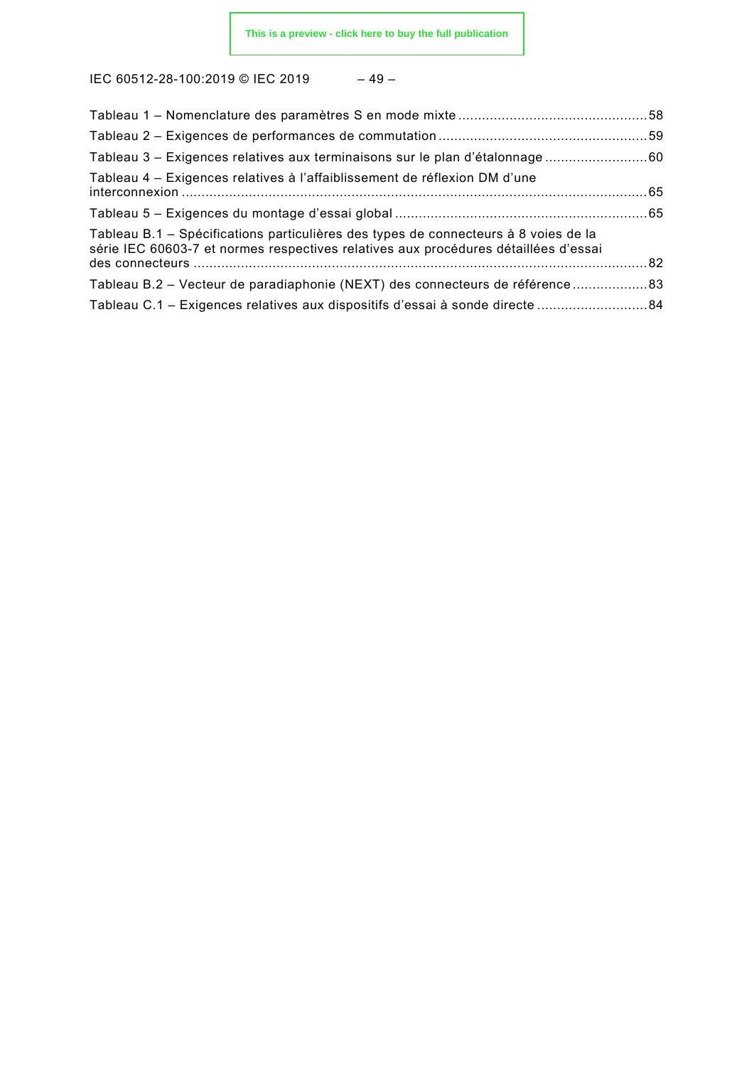Tableau 1 – Nomenclature des paramètres S en mode mixte ............................................... 58

Tableau 2 – Exigences de performances de commutation .................................................... 59

Tableau 3 – Exigences relatives aux terminaisons sur le plan d'étalonnage .......................... 60

Tableau 4 – Exigences relatives à l'affaiblissement de réflexion DM d'une interconnexion ........................................................................................................................ 65

Tableau 5 – Exigences du montage d'essai global ............................................................... 65

Tableau B.1 – Spécifications particulières des types de connecteurs à 8 voies de la série IEC 60603-7 et normes respectives relatives aux procédures détaillées d'essai des connecteurs ....................................................................................................................... 82

Tableau B.2 – Vecteur de paradiaphonie (NEXT) des connecteurs de référence .................. 83

Tableau C.1 – Exigences relatives aux dispositifs d'essai à sonde directe ............................ 84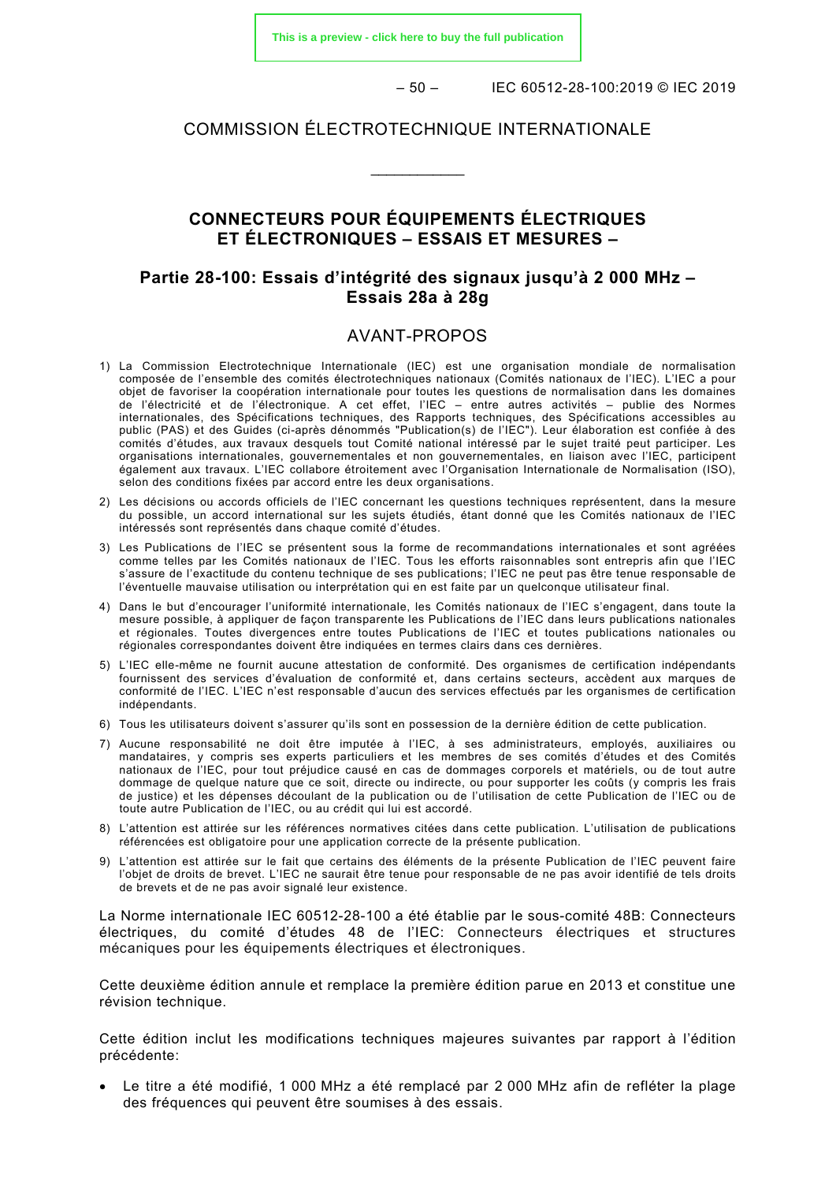COMMISSION ÉLECTROTECHNIQUE INTERNATIONALE

\_\_\_\_\_\_\_\_\_\_\_\_

# CONNECTEURS POUR ÉQUIPEMENTS ÉLECTRIQUES ET ÉLECTRONIQUES – ESSAIS ET MESURES –

## Partie 28-100: Essais d'intégrité des signaux jusqu'à 2 000 MHz – Essais 28a à 28g

## AVANT-PROPOS

1) La Commission Electrotechnique Internationale (IEC) est une organisation mondiale de normalisation composée de l'ensemble des comités électrotechniques nationaux (Comités nationaux de l'IEC). L'IEC a pour objet de favoriser la coopération internationale pour toutes les questions de normalisation dans les domaines de l'électricité et de l'électronique. A cet effet, l'IEC – entre autres activités – publie des Normes internationales, des Spécifications techniques, des Rapports techniques, des Spécifications accessibles au public (PAS) et des Guides (ci-après dénommés "Publication(s) de l'IEC"). Leur élaboration est confiée à des comités d'études, aux travaux desquels tout Comité national intéressé par le sujet traité peut participer. Les organisations internationales, gouvernementales et non gouvernementales, en liaison avec l'IEC, participent également aux travaux. L'IEC collabore étroitement avec l'Organisation Internationale de Normalisation (ISO), selon des conditions fixées par accord entre les deux organisations.
2) Les décisions ou accords officiels de l'IEC concernant les questions techniques représentent, dans la mesure du possible, un accord international sur les sujets étudiés, étant donné que les Comités nationaux de l'IEC intéressés sont représentés dans chaque comité d'études.
3) Les Publications de l'IEC se présentent sous la forme de recommandations internationales et sont agréées comme telles par les Comités nationaux de l'IEC. Tous les efforts raisonnables sont entrepris afin que l'IEC s'assure de l'exactitude du contenu technique de ses publications; l'IEC ne peut pas être tenue responsable de l'éventuelle mauvaise utilisation ou interprétation qui en est faite par un quelconque utilisateur final.
4) Dans le but d'encourager l'uniformité internationale, les Comités nationaux de l'IEC s'engagent, dans toute la mesure possible, à appliquer de façon transparente les Publications de l'IEC dans leurs publications nationales et régionales. Toutes divergences entre toutes Publications de l'IEC et toutes publications nationales ou régionales correspondantes doivent être indiquées en termes clairs dans ces dernières.
5) L'IEC elle-même ne fournit aucune attestation de conformité. Des organismes de certification indépendants fournissent des services d'évaluation de conformité et, dans certains secteurs, accèdent aux marques de conformité de l'IEC. L'IEC n'est responsable d'aucun des services effectués par les organismes de certification indépendants.
6) Tous les utilisateurs doivent s'assurer qu'ils sont en possession de la dernière édition de cette publication.
7) Aucune responsabilité ne doit être imputée à l'IEC, à ses administrateurs, employés, auxiliaires ou mandataires, y compris ses experts particuliers et les membres de ses comités d'études et des Comités nationaux de l'IEC, pour tout préjudice causé en cas de dommages corporels et matériels, ou de tout autre dommage de quelque nature que ce soit, directe ou indirecte, ou pour supporter les coûts (y compris les frais de justice) et les dépenses découlant de la publication ou de l'utilisation de cette Publication de l'IEC ou de toute autre Publication de l'IEC, ou au crédit qui lui est accordé.
8) L'attention est attirée sur les références normatives citées dans cette publication. L'utilisation de publications référencées est obligatoire pour une application correcte de la présente publication.
9) L'attention est attirée sur le fait que certains des éléments de la présente Publication de l'IEC peuvent faire l'objet de droits de brevet. L'IEC ne saurait être tenue pour responsable de ne pas avoir identifié de tels droits de brevets et de ne pas avoir signalé leur existence.

La Norme internationale IEC 60512-28-100 a été établie par le sous-comité 48B: Connecteurs électriques, du comité d'études 48 de l'IEC: Connecteurs électriques et structures mécaniques pour les équipements électriques et électroniques.

Cette deuxième édition annule et remplace la première édition parue en 2013 et constitue une révision technique.

Cette édition inclut les modifications techniques majeures suivantes par rapport à l'édition précédente:

- Le titre a été modifié, 1 000 MHz a été remplacé par 2 000 MHz afin de refléter la plage des fréquences qui peuvent être soumises à des essais.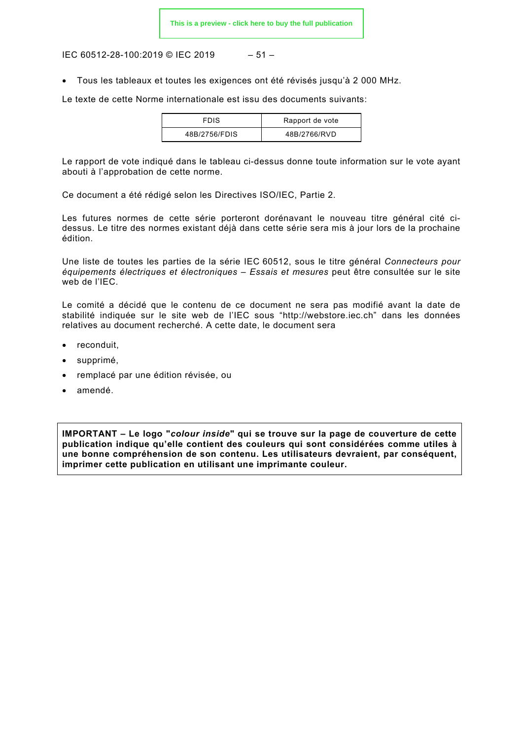- Tous les tableaux et toutes les exigences ont été révisés jusqu'à 2 000 MHz.

Le texte de cette Norme internationale est issu des documents suivants:

| FDIS | Rapport de vote |
|---|---|
| 48B/2756/FDIS | 48B/2766/RVD |

Le rapport de vote indiqué dans le tableau ci-dessus donne toute information sur le vote ayant abouti à l'approbation de cette norme.

Ce document a été rédigé selon les Directives ISO/IEC, Partie 2.

Les futures normes de cette série porteront dorénavant le nouveau titre général cité ci-dessus. Le titre des normes existant déjà dans cette série sera mis à jour lors de la prochaine édition.

Une liste de toutes les parties de la série IEC 60512, sous le titre général *Connecteurs pour équipements électriques et électroniques – Essais et mesures* peut être consultée sur le site web de l'IEC.

Le comité a décidé que le contenu de ce document ne sera pas modifié avant la date de stabilité indiquée sur le site web de l'IEC sous "http://webstore.iec.ch" dans les données relatives au document recherché. A cette date, le document sera

- reconduit,
- supprimé,
- remplacé par une édition révisée, ou
- amendé.

**IMPORTANT – Le logo "*colour inside*" qui se trouve sur la page de couverture de cette publication indique qu'elle contient des couleurs qui sont considérées comme utiles à une bonne compréhension de son contenu. Les utilisateurs devraient, par conséquent, imprimer cette publication en utilisant une imprimante couleur.**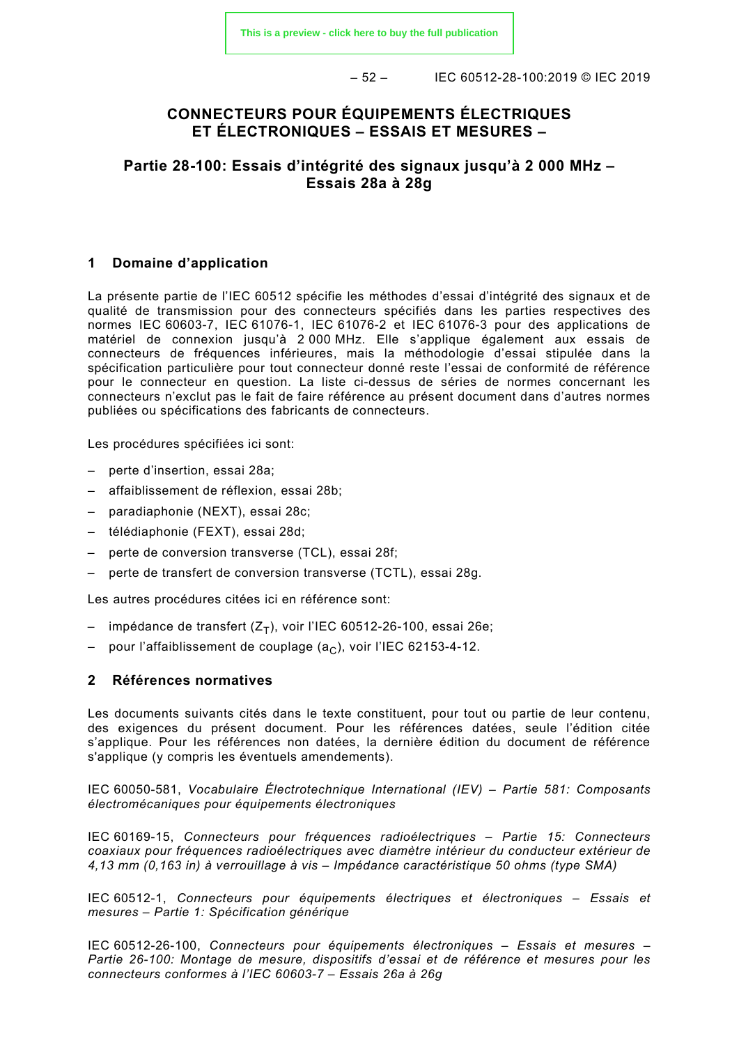# CONNECTEURS POUR ÉQUIPEMENTS ÉLECTRIQUES ET ÉLECTRONIQUES – ESSAIS ET MESURES –

## Partie 28-100: Essais d'intégrité des signaux jusqu'à 2 000 MHz – Essais 28a à 28g

## 1 Domaine d'application

La présente partie de l'IEC 60512 spécifie les méthodes d'essai d'intégrité des signaux et de qualité de transmission pour des connecteurs spécifiés dans les parties respectives des normes IEC 60603-7, IEC 61076-1, IEC 61076-2 et IEC 61076-3 pour des applications de matériel de connexion jusqu'à 2 000 MHz. Elle s'applique également aux essais de connecteurs de fréquences inférieures, mais la méthodologie d'essai stipulée dans la spécification particulière pour tout connecteur donné reste l'essai de conformité de référence pour le connecteur en question. La liste ci-dessus de séries de normes concernant les connecteurs n'exclut pas le fait de faire référence au présent document dans d'autres normes publiées ou spécifications des fabricants de connecteurs.

Les procédures spécifiées ici sont:

– perte d'insertion, essai 28a;
– affaiblissement de réflexion, essai 28b;
– paradiaphonie (NEXT), essai 28c;
– télédiaphonie (FEXT), essai 28d;
– perte de conversion transverse (TCL), essai 28f;
– perte de transfert de conversion transverse (TCTL), essai 28g.

Les autres procédures citées ici en référence sont:

– impédance de transfert ($Z_T$), voir l'IEC 60512-26-100, essai 26e;
– pour l'affaiblissement de couplage ($a_C$), voir l'IEC 62153-4-12.

## 2 Références normatives

Les documents suivants cités dans le texte constituent, pour tout ou partie de leur contenu, des exigences du présent document. Pour les références datées, seule l'édition citée s'applique. Pour les références non datées, la dernière édition du document de référence s'applique (y compris les éventuels amendements).

IEC 60050-581, *Vocabulaire Électrotechnique International (IEV) – Partie 581: Composants électromécaniques pour équipements électroniques*

IEC 60169-15, *Connecteurs pour fréquences radioélectriques – Partie 15: Connecteurs coaxiaux pour fréquences radioélectriques avec diamètre intérieur du conducteur extérieur de 4,13 mm (0,163 in) à verrouillage à vis – Impédance caractéristique 50 ohms (type SMA)*

IEC 60512-1, *Connecteurs pour équipements électriques et électroniques – Essais et mesures – Partie 1: Spécification générique*

IEC 60512-26-100, *Connecteurs pour équipements électroniques – Essais et mesures – Partie 26-100: Montage de mesure, dispositifs d'essai et de référence et mesures pour les connecteurs conformes à l'IEC 60603-7 – Essais 26a à 26g*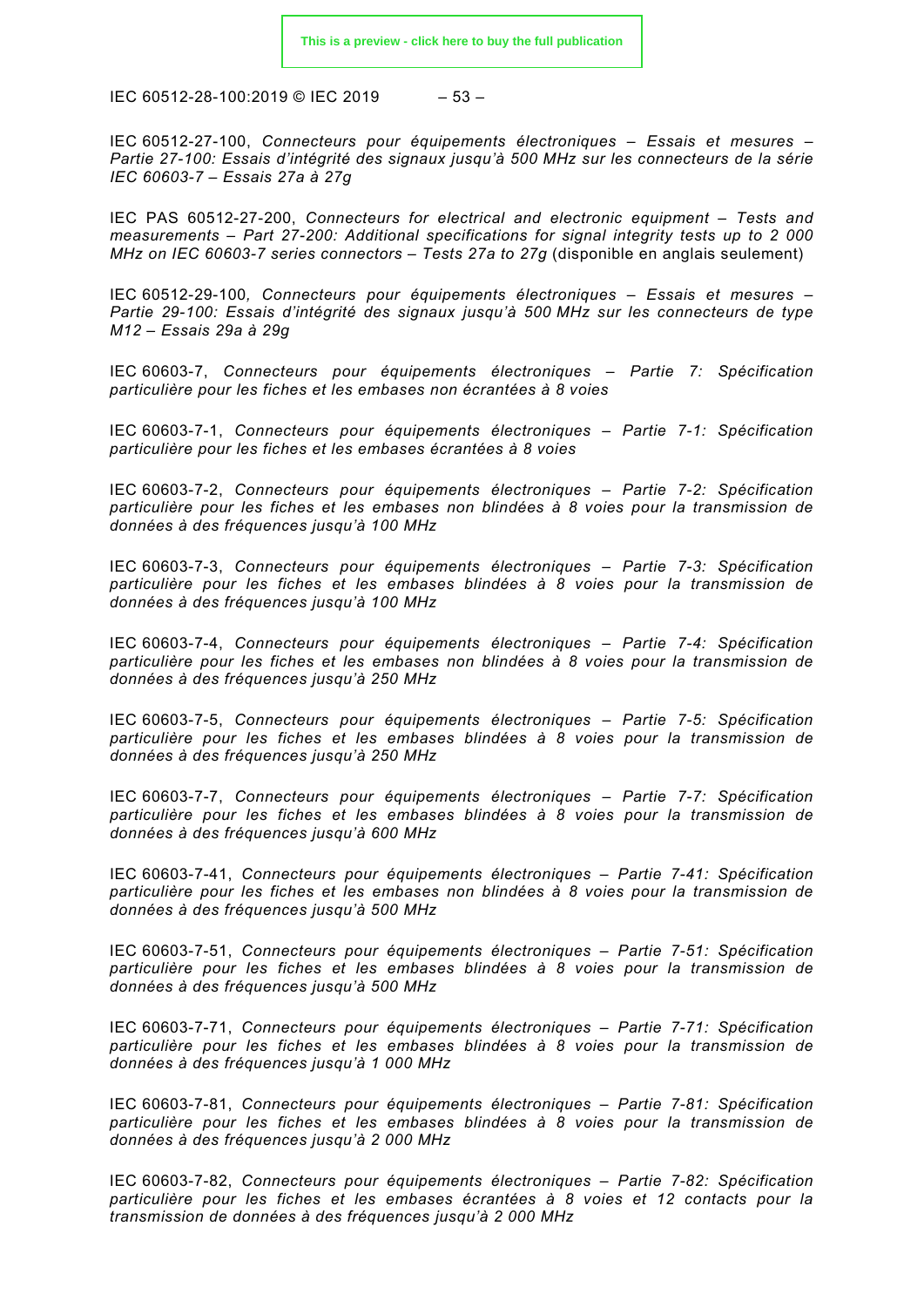IEC 60512-27-100, *Connecteurs pour équipements électroniques – Essais et mesures – Partie 27-100: Essais d'intégrité des signaux jusqu'à 500 MHz sur les connecteurs de la série IEC 60603-7 – Essais 27a à 27g*

IEC PAS 60512-27-200, *Connecteurs for electrical and electronic equipment – Tests and measurements – Part 27-200: Additional specifications for signal integrity tests up to 2 000 MHz on IEC 60603-7 series connectors – Tests 27a to 27g* (disponible en anglais seulement)

IEC 60512-29-100, *Connecteurs pour équipements électroniques – Essais et mesures – Partie 29-100: Essais d'intégrité des signaux jusqu'à 500 MHz sur les connecteurs de type M12 – Essais 29a à 29g*

IEC 60603-7, *Connecteurs pour équipements électroniques – Partie 7: Spécification particulière pour les fiches et les embases non écrantées à 8 voies*

IEC 60603-7-1, *Connecteurs pour équipements électroniques – Partie 7-1: Spécification particulière pour les fiches et les embases écrantées à 8 voies*

IEC 60603-7-2, *Connecteurs pour équipements électroniques – Partie 7-2: Spécification particulière pour les fiches et les embases non blindées à 8 voies pour la transmission de données à des fréquences jusqu'à 100 MHz*

IEC 60603-7-3, *Connecteurs pour équipements électroniques – Partie 7-3: Spécification particulière pour les fiches et les embases blindées à 8 voies pour la transmission de données à des fréquences jusqu'à 100 MHz*

IEC 60603-7-4, *Connecteurs pour équipements électroniques – Partie 7-4: Spécification particulière pour les fiches et les embases non blindées à 8 voies pour la transmission de données à des fréquences jusqu'à 250 MHz*

IEC 60603-7-5, *Connecteurs pour équipements électroniques – Partie 7-5: Spécification particulière pour les fiches et les embases blindées à 8 voies pour la transmission de données à des fréquences jusqu'à 250 MHz*

IEC 60603-7-7, *Connecteurs pour équipements électroniques – Partie 7-7: Spécification particulière pour les fiches et les embases blindées à 8 voies pour la transmission de données à des fréquences jusqu'à 600 MHz*

IEC 60603-7-41, *Connecteurs pour équipements électroniques – Partie 7-41: Spécification particulière pour les fiches et les embases non blindées à 8 voies pour la transmission de données à des fréquences jusqu'à 500 MHz*

IEC 60603-7-51, *Connecteurs pour équipements électroniques – Partie 7-51: Spécification particulière pour les fiches et les embases blindées à 8 voies pour la transmission de données à des fréquences jusqu'à 500 MHz*

IEC 60603-7-71, *Connecteurs pour équipements électroniques – Partie 7-71: Spécification particulière pour les fiches et les embases blindées à 8 voies pour la transmission de données à des fréquences jusqu'à 1 000 MHz*

IEC 60603-7-81, *Connecteurs pour équipements électroniques – Partie 7-81: Spécification particulière pour les fiches et les embases blindées à 8 voies pour la transmission de données à des fréquences jusqu'à 2 000 MHz*

IEC 60603-7-82, *Connecteurs pour équipements électroniques – Partie 7-82: Spécification particulière pour les fiches et les embases écrantées à 8 voies et 12 contacts pour la transmission de données à des fréquences jusqu'à 2 000 MHz*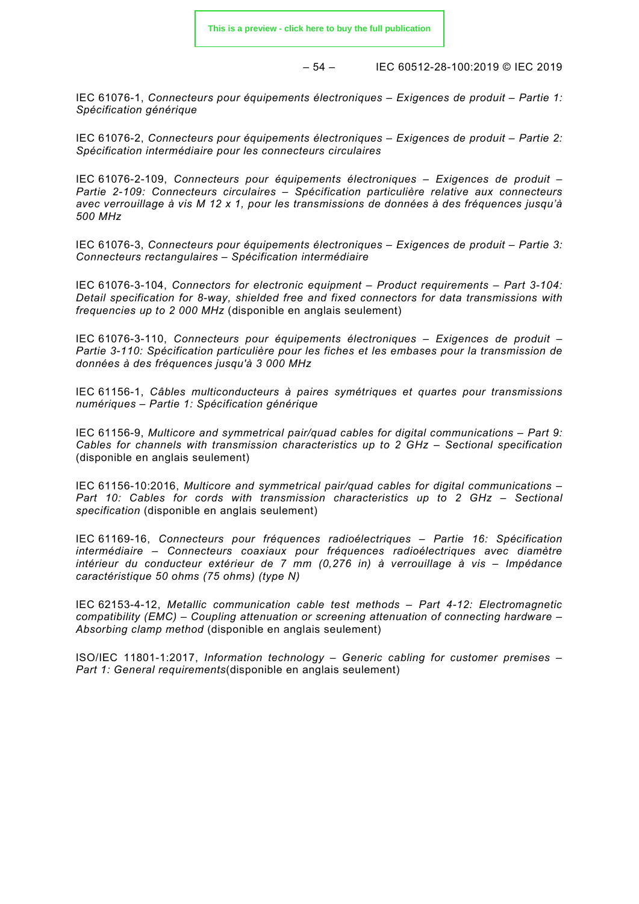IEC 61076-1, *Connecteurs pour équipements électroniques – Exigences de produit – Partie 1: Spécification générique*

IEC 61076-2, *Connecteurs pour équipements électroniques – Exigences de produit – Partie 2: Spécification intermédiaire pour les connecteurs circulaires*

IEC 61076-2-109, *Connecteurs pour équipements électroniques – Exigences de produit – Partie 2-109: Connecteurs circulaires – Spécification particulière relative aux connecteurs avec verrouillage à vis M 12 x 1, pour les transmissions de données à des fréquences jusqu'à 500 MHz*

IEC 61076-3, *Connecteurs pour équipements électroniques – Exigences de produit – Partie 3: Connecteurs rectangulaires – Spécification intermédiaire*

IEC 61076-3-104, *Connectors for electronic equipment – Product requirements – Part 3-104: Detail specification for 8-way, shielded free and fixed connectors for data transmissions with frequencies up to 2 000 MHz* (disponible en anglais seulement)

IEC 61076-3-110, *Connecteurs pour équipements électroniques – Exigences de produit – Partie 3-110: Spécification particulière pour les fiches et les embases pour la transmission de données à des fréquences jusqu'à 3 000 MHz*

IEC 61156-1, *Câbles multiconducteurs à paires symétriques et quartes pour transmissions numériques – Partie 1: Spécification générique*

IEC 61156-9, *Multicore and symmetrical pair/quad cables for digital communications – Part 9: Cables for channels with transmission characteristics up to 2 GHz – Sectional specification* (disponible en anglais seulement)

IEC 61156-10:2016, *Multicore and symmetrical pair/quad cables for digital communications – Part 10: Cables for cords with transmission characteristics up to 2 GHz – Sectional specification* (disponible en anglais seulement)

IEC 61169-16, *Connecteurs pour fréquences radioélectriques – Partie 16: Spécification intermédiaire – Connecteurs coaxiaux pour fréquences radioélectriques avec diamètre intérieur du conducteur extérieur de 7 mm (0,276 in) à verrouillage à vis – Impédance caractéristique 50 ohms (75 ohms) (type N)*

IEC 62153-4-12, *Metallic communication cable test methods – Part 4-12: Electromagnetic compatibility (EMC) – Coupling attenuation or screening attenuation of connecting hardware – Absorbing clamp method* (disponible en anglais seulement)

ISO/IEC 11801-1:2017, *Information technology – Generic cabling for customer premises – Part 1: General requirements*(disponible en anglais seulement)